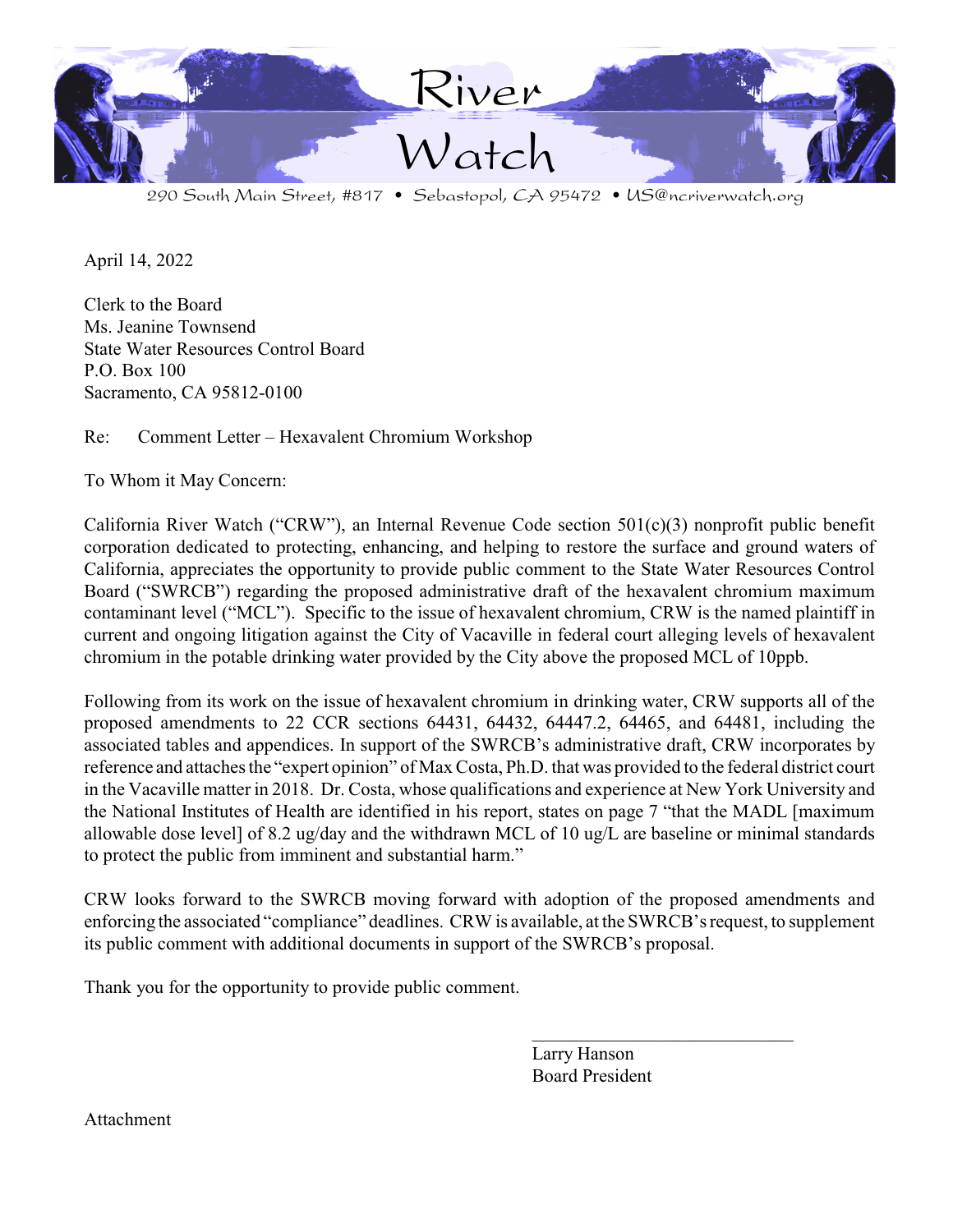# River Watch

290 South Main Street, #817 • Sebastopol, CA 95472 • US@ncriverwatch.org

April 14, 2022

Clerk to the Board
Ms. Jeanine Townsend
State Water Resources Control Board
P.O. Box 100
Sacramento, CA 95812-0100

Re: Comment Letter – Hexavalent Chromium Workshop

To Whom it May Concern:

California River Watch ("CRW"), an Internal Revenue Code section 501(c)(3) nonprofit public benefit corporation dedicated to protecting, enhancing, and helping to restore the surface and ground waters of California, appreciates the opportunity to provide public comment to the State Water Resources Control Board ("SWRCB") regarding the proposed administrative draft of the hexavalent chromium maximum contaminant level ("MCL"). Specific to the issue of hexavalent chromium, CRW is the named plaintiff in current and ongoing litigation against the City of Vacaville in federal court alleging levels of hexavalent chromium in the potable drinking water provided by the City above the proposed MCL of 10ppb.

Following from its work on the issue of hexavalent chromium in drinking water, CRW supports all of the proposed amendments to 22 CCR sections 64431, 64432, 64447.2, 64465, and 64481, including the associated tables and appendices. In support of the SWRCB's administrative draft, CRW incorporates by reference and attaches the "expert opinion" of Max Costa, Ph.D. that was provided to the federal district court in the Vacaville matter in 2018. Dr. Costa, whose qualifications and experience at New York University and the National Institutes of Health are identified in his report, states on page 7 "that the MADL [maximum allowable dose level] of 8.2 ug/day and the withdrawn MCL of 10 ug/L are baseline or minimal standards to protect the public from imminent and substantial harm."

CRW looks forward to the SWRCB moving forward with adoption of the proposed amendments and enforcing the associated "compliance" deadlines. CRW is available, at the SWRCB's request, to supplement its public comment with additional documents in support of the SWRCB's proposal.

Thank you for the opportunity to provide public comment.

Larry Hanson
Board President

Attachment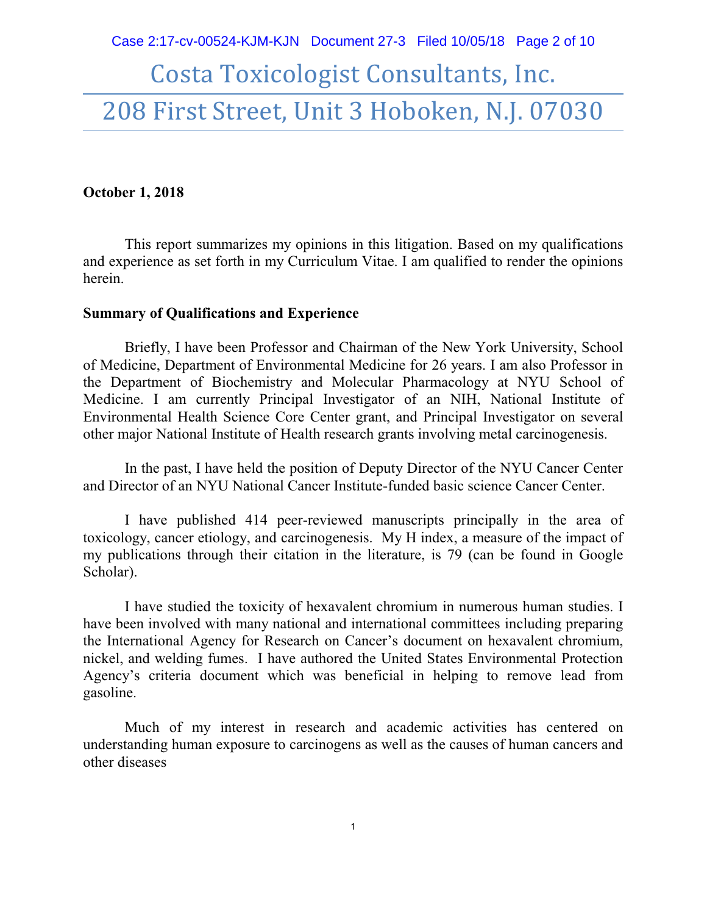# Costa Toxicologist Consultants, Inc.

# 208 First Street, Unit 3 Hoboken, N.J. 07030

**October 1, 2018**

This report summarizes my opinions in this litigation. Based on my qualifications and experience as set forth in my Curriculum Vitae. I am qualified to render the opinions herein.

**Summary of Qualifications and Experience**

Briefly, I have been Professor and Chairman of the New York University, School of Medicine, Department of Environmental Medicine for 26 years. I am also Professor in the Department of Biochemistry and Molecular Pharmacology at NYU School of Medicine. I am currently Principal Investigator of an NIH, National Institute of Environmental Health Science Core Center grant, and Principal Investigator on several other major National Institute of Health research grants involving metal carcinogenesis.

In the past, I have held the position of Deputy Director of the NYU Cancer Center and Director of an NYU National Cancer Institute-funded basic science Cancer Center.

I have published 414 peer-reviewed manuscripts principally in the area of toxicology, cancer etiology, and carcinogenesis. My H index, a measure of the impact of my publications through their citation in the literature, is 79 (can be found in Google Scholar).

I have studied the toxicity of hexavalent chromium in numerous human studies. I have been involved with many national and international committees including preparing the International Agency for Research on Cancer's document on hexavalent chromium, nickel, and welding fumes. I have authored the United States Environmental Protection Agency's criteria document which was beneficial in helping to remove lead from gasoline.

Much of my interest in research and academic activities has centered on understanding human exposure to carcinogens as well as the causes of human cancers and other diseases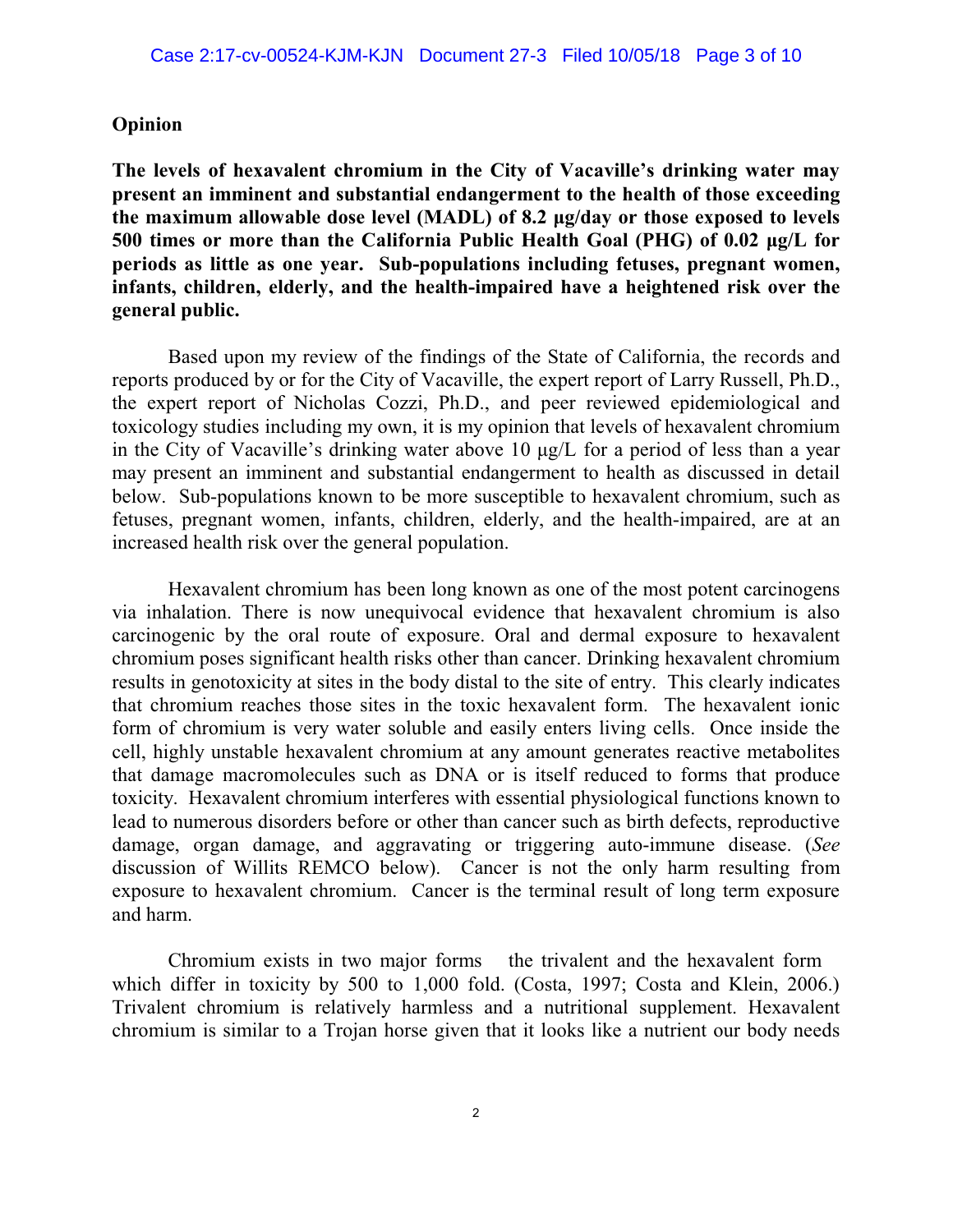## Opinion

**The levels of hexavalent chromium in the City of Vacaville's drinking water may present an imminent and substantial endangerment to the health of those exceeding the maximum allowable dose level (MADL) of 8.2 µg/day or those exposed to levels 500 times or more than the California Public Health Goal (PHG) of 0.02 µg/L for periods as little as one year. Sub-populations including fetuses, pregnant women, infants, children, elderly, and the health-impaired have a heightened risk over the general public.**

Based upon my review of the findings of the State of California, the records and reports produced by or for the City of Vacaville, the expert report of Larry Russell, Ph.D., the expert report of Nicholas Cozzi, Ph.D., and peer reviewed epidemiological and toxicology studies including my own, it is my opinion that levels of hexavalent chromium in the City of Vacaville's drinking water above 10 µg/L for a period of less than a year may present an imminent and substantial endangerment to health as discussed in detail below. Sub-populations known to be more susceptible to hexavalent chromium, such as fetuses, pregnant women, infants, children, elderly, and the health-impaired, are at an increased health risk over the general population.

Hexavalent chromium has been long known as one of the most potent carcinogens via inhalation. There is now unequivocal evidence that hexavalent chromium is also carcinogenic by the oral route of exposure. Oral and dermal exposure to hexavalent chromium poses significant health risks other than cancer. Drinking hexavalent chromium results in genotoxicity at sites in the body distal to the site of entry. This clearly indicates that chromium reaches those sites in the toxic hexavalent form. The hexavalent ionic form of chromium is very water soluble and easily enters living cells. Once inside the cell, highly unstable hexavalent chromium at any amount generates reactive metabolites that damage macromolecules such as DNA or is itself reduced to forms that produce toxicity. Hexavalent chromium interferes with essential physiological functions known to lead to numerous disorders before or other than cancer such as birth defects, reproductive damage, organ damage, and aggravating or triggering auto-immune disease. (*See* discussion of Willits REMCO below). Cancer is not the only harm resulting from exposure to hexavalent chromium. Cancer is the terminal result of long term exposure and harm.

Chromium exists in two major forms – the trivalent and the hexavalent form – which differ in toxicity by 500 to 1,000 fold. (Costa, 1997; Costa and Klein, 2006.) Trivalent chromium is relatively harmless and a nutritional supplement. Hexavalent chromium is similar to a Trojan horse given that it looks like a nutrient our body needs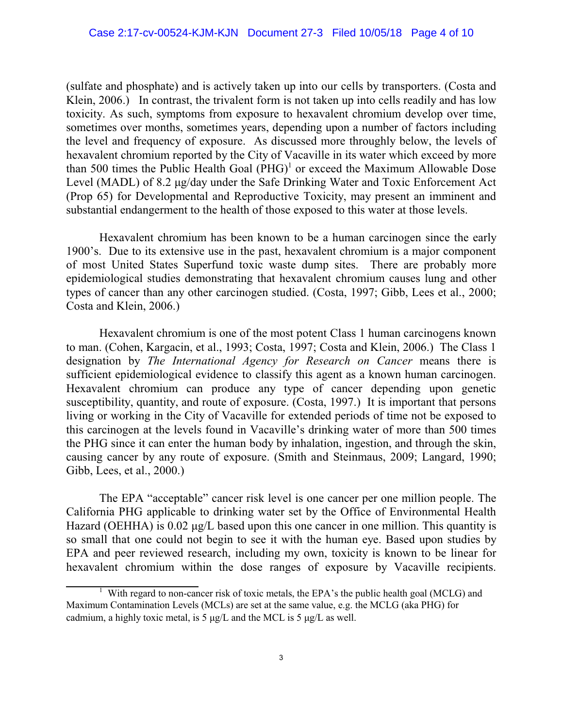(sulfate and phosphate) and is actively taken up into our cells by transporters. (Costa and Klein, 2006.) In contrast, the trivalent form is not taken up into cells readily and has low toxicity. As such, symptoms from exposure to hexavalent chromium develop over time, sometimes over months, sometimes years, depending upon a number of factors including the level and frequency of exposure. As discussed more throughly below, the levels of hexavalent chromium reported by the City of Vacaville in its water which exceed by more than 500 times the Public Health Goal (PHG)[1] or exceed the Maximum Allowable Dose Level (MADL) of 8.2 μg/day under the Safe Drinking Water and Toxic Enforcement Act (Prop 65) for Developmental and Reproductive Toxicity, may present an imminent and substantial endangerment to the health of those exposed to this water at those levels.

Hexavalent chromium has been known to be a human carcinogen since the early 1900's. Due to its extensive use in the past, hexavalent chromium is a major component of most United States Superfund toxic waste dump sites. There are probably more epidemiological studies demonstrating that hexavalent chromium causes lung and other types of cancer than any other carcinogen studied. (Costa, 1997; Gibb, Lees et al., 2000; Costa and Klein, 2006.)

Hexavalent chromium is one of the most potent Class 1 human carcinogens known to man. (Cohen, Kargacin, et al., 1993; Costa, 1997; Costa and Klein, 2006.) The Class 1 designation by *The International Agency for Research on Cancer* means there is sufficient epidemiological evidence to classify this agent as a known human carcinogen. Hexavalent chromium can produce any type of cancer depending upon genetic susceptibility, quantity, and route of exposure. (Costa, 1997.) It is important that persons living or working in the City of Vacaville for extended periods of time not be exposed to this carcinogen at the levels found in Vacaville's drinking water of more than 500 times the PHG since it can enter the human body by inhalation, ingestion, and through the skin, causing cancer by any route of exposure. (Smith and Steinmaus, 2009; Langard, 1990; Gibb, Lees, et al., 2000.)

The EPA "acceptable" cancer risk level is one cancer per one million people. The California PHG applicable to drinking water set by the Office of Environmental Health Hazard (OEHHA) is 0.02 μg/L based upon this one cancer in one million. This quantity is so small that one could not begin to see it with the human eye. Based upon studies by EPA and peer reviewed research, including my own, toxicity is known to be linear for hexavalent chromium within the dose ranges of exposure by Vacaville recipients.

---

[1] With regard to non-cancer risk of toxic metals, the EPA's the public health goal (MCLG) and Maximum Contamination Levels (MCLs) are set at the same value, e.g. the MCLG (aka PHG) for cadmium, a highly toxic metal, is 5 μg/L and the MCL is 5 μg/L as well.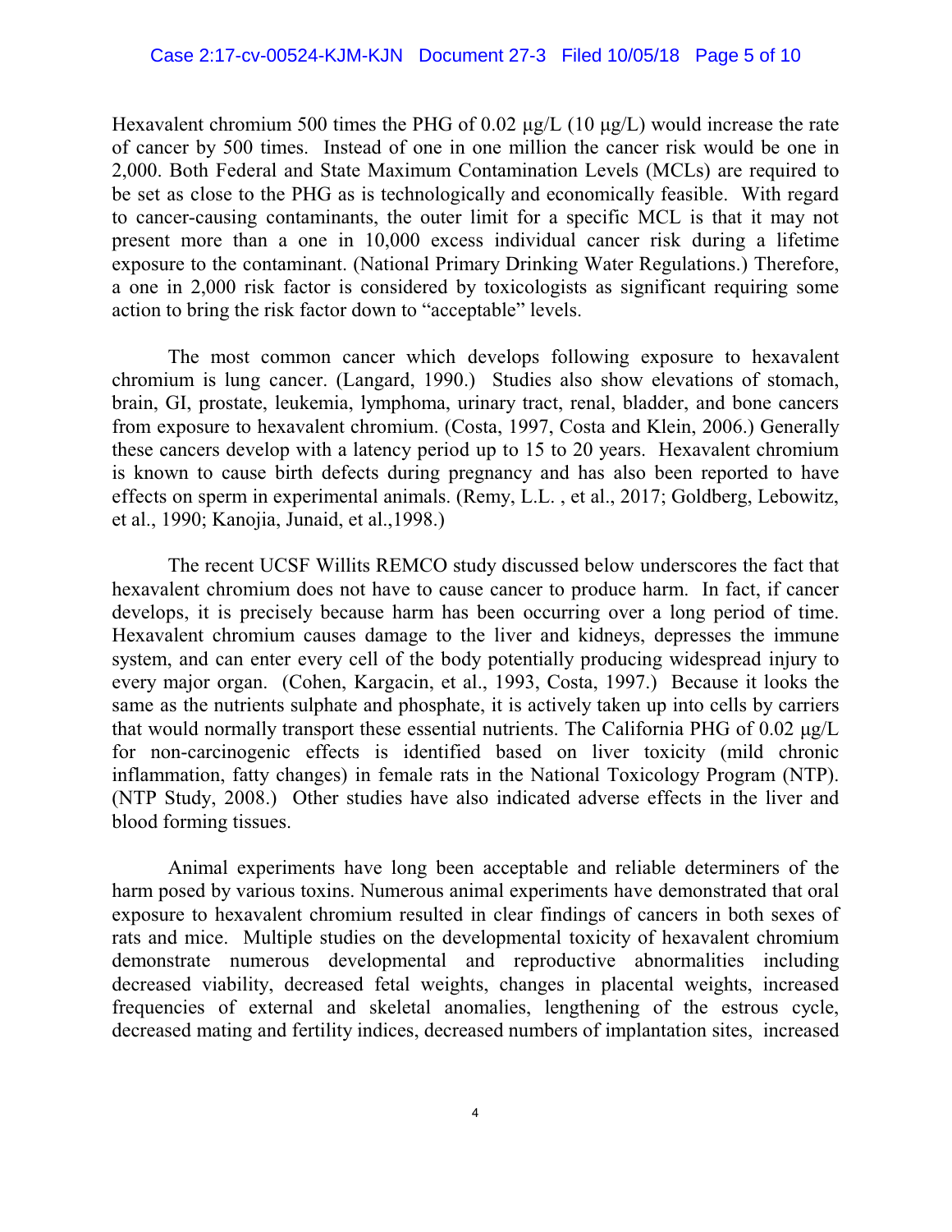Hexavalent chromium 500 times the PHG of 0.02 μg/L (10 μg/L) would increase the rate of cancer by 500 times. Instead of one in one million the cancer risk would be one in 2,000. Both Federal and State Maximum Contamination Levels (MCLs) are required to be set as close to the PHG as is technologically and economically feasible. With regard to cancer-causing contaminants, the outer limit for a specific MCL is that it may not present more than a one in 10,000 excess individual cancer risk during a lifetime exposure to the contaminant. (National Primary Drinking Water Regulations.) Therefore, a one in 2,000 risk factor is considered by toxicologists as significant requiring some action to bring the risk factor down to "acceptable" levels.

The most common cancer which develops following exposure to hexavalent chromium is lung cancer. (Langard, 1990.) Studies also show elevations of stomach, brain, GI, prostate, leukemia, lymphoma, urinary tract, renal, bladder, and bone cancers from exposure to hexavalent chromium. (Costa, 1997, Costa and Klein, 2006.) Generally these cancers develop with a latency period up to 15 to 20 years. Hexavalent chromium is known to cause birth defects during pregnancy and has also been reported to have effects on sperm in experimental animals. (Remy, L.L. , et al., 2017; Goldberg, Lebowitz, et al., 1990; Kanojia, Junaid, et al.,1998.)

The recent UCSF Willits REMCO study discussed below underscores the fact that hexavalent chromium does not have to cause cancer to produce harm. In fact, if cancer develops, it is precisely because harm has been occurring over a long period of time. Hexavalent chromium causes damage to the liver and kidneys, depresses the immune system, and can enter every cell of the body potentially producing widespread injury to every major organ. (Cohen, Kargacin, et al., 1993, Costa, 1997.) Because it looks the same as the nutrients sulphate and phosphate, it is actively taken up into cells by carriers that would normally transport these essential nutrients. The California PHG of 0.02 μg/L for non-carcinogenic effects is identified based on liver toxicity (mild chronic inflammation, fatty changes) in female rats in the National Toxicology Program (NTP). (NTP Study, 2008.) Other studies have also indicated adverse effects in the liver and blood forming tissues.

Animal experiments have long been acceptable and reliable determiners of the harm posed by various toxins. Numerous animal experiments have demonstrated that oral exposure to hexavalent chromium resulted in clear findings of cancers in both sexes of rats and mice. Multiple studies on the developmental toxicity of hexavalent chromium demonstrate numerous developmental and reproductive abnormalities including decreased viability, decreased fetal weights, changes in placental weights, increased frequencies of external and skeletal anomalies, lengthening of the estrous cycle, decreased mating and fertility indices, decreased numbers of implantation sites, increased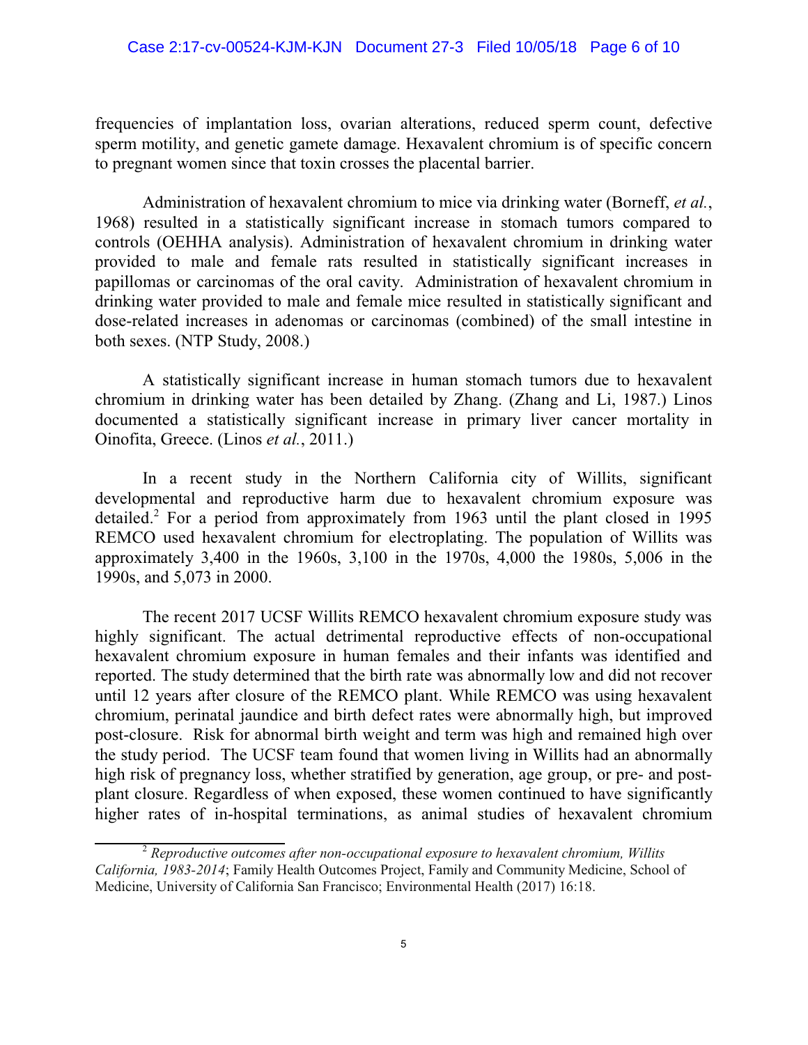frequencies of implantation loss, ovarian alterations, reduced sperm count, defective sperm motility, and genetic gamete damage. Hexavalent chromium is of specific concern to pregnant women since that toxin crosses the placental barrier.

Administration of hexavalent chromium to mice via drinking water (Borneff, *et al.*, 1968) resulted in a statistically significant increase in stomach tumors compared to controls (OEHHA analysis). Administration of hexavalent chromium in drinking water provided to male and female rats resulted in statistically significant increases in papillomas or carcinomas of the oral cavity. Administration of hexavalent chromium in drinking water provided to male and female mice resulted in statistically significant and dose-related increases in adenomas or carcinomas (combined) of the small intestine in both sexes. (NTP Study, 2008.)

A statistically significant increase in human stomach tumors due to hexavalent chromium in drinking water has been detailed by Zhang. (Zhang and Li, 1987.) Linos documented a statistically significant increase in primary liver cancer mortality in Oinofita, Greece. (Linos *et al.*, 2011.)

In a recent study in the Northern California city of Willits, significant developmental and reproductive harm due to hexavalent chromium exposure was detailed.[2] For a period from approximately from 1963 until the plant closed in 1995 REMCO used hexavalent chromium for electroplating. The population of Willits was approximately 3,400 in the 1960s, 3,100 in the 1970s, 4,000 the 1980s, 5,006 in the 1990s, and 5,073 in 2000.

The recent 2017 UCSF Willits REMCO hexavalent chromium exposure study was highly significant. The actual detrimental reproductive effects of non-occupational hexavalent chromium exposure in human females and their infants was identified and reported. The study determined that the birth rate was abnormally low and did not recover until 12 years after closure of the REMCO plant. While REMCO was using hexavalent chromium, perinatal jaundice and birth defect rates were abnormally high, but improved post-closure. Risk for abnormal birth weight and term was high and remained high over the study period. The UCSF team found that women living in Willits had an abnormally high risk of pregnancy loss, whether stratified by generation, age group, or pre- and post-plant closure. Regardless of when exposed, these women continued to have significantly higher rates of in-hospital terminations, as animal studies of hexavalent chromium

[2] *Reproductive outcomes after non-occupational exposure to hexavalent chromium, Willits California, 1983-2014*; Family Health Outcomes Project, Family and Community Medicine, School of Medicine, University of California San Francisco; Environmental Health (2017) 16:18.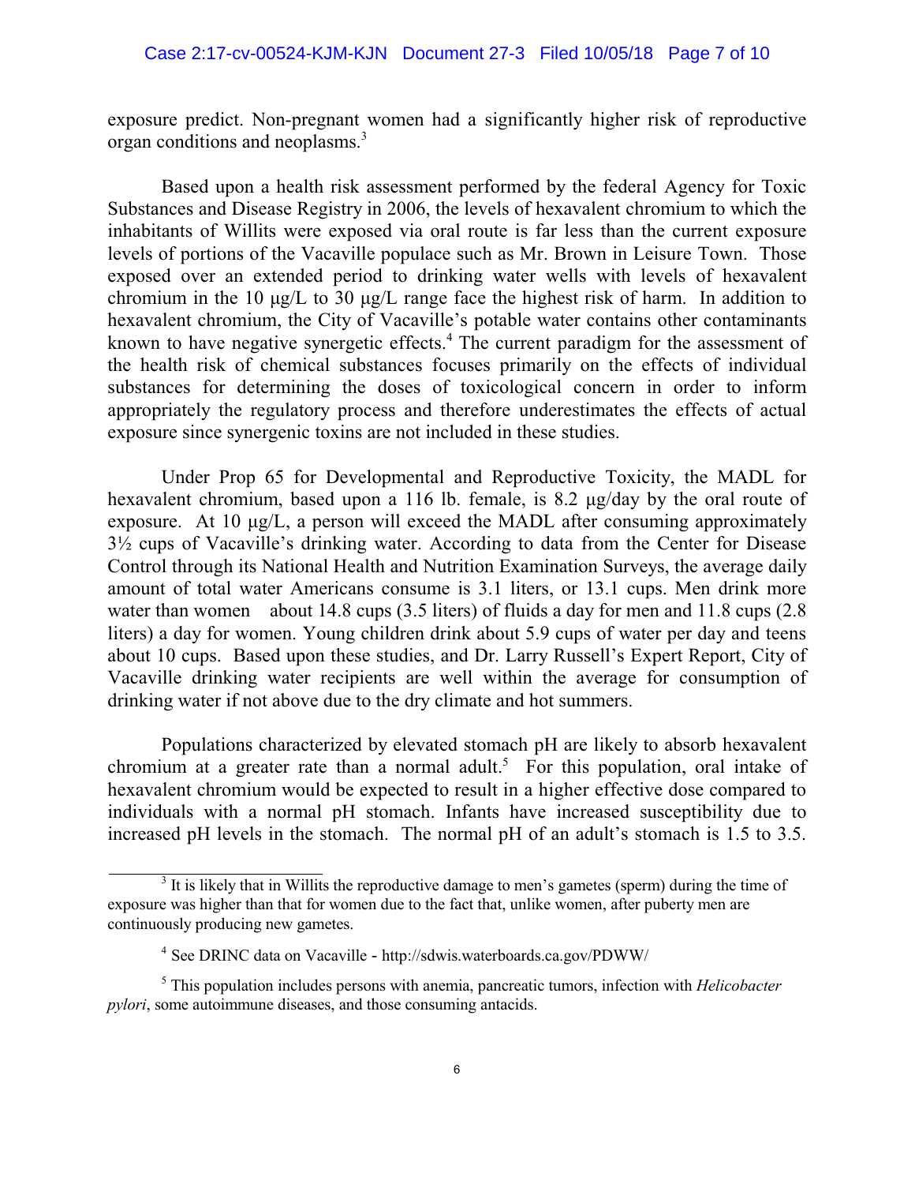exposure predict. Non-pregnant women had a significantly higher risk of reproductive organ conditions and neoplasms.[3]

Based upon a health risk assessment performed by the federal Agency for Toxic Substances and Disease Registry in 2006, the levels of hexavalent chromium to which the inhabitants of Willits were exposed via oral route is far less than the current exposure levels of portions of the Vacaville populace such as Mr. Brown in Leisure Town. Those exposed over an extended period to drinking water wells with levels of hexavalent chromium in the 10 μg/L to 30 μg/L range face the highest risk of harm. In addition to hexavalent chromium, the City of Vacaville's potable water contains other contaminants known to have negative synergetic effects.[4] The current paradigm for the assessment of the health risk of chemical substances focuses primarily on the effects of individual substances for determining the doses of toxicological concern in order to inform appropriately the regulatory process and therefore underestimates the effects of actual exposure since synergenic toxins are not included in these studies.

Under Prop 65 for Developmental and Reproductive Toxicity, the MADL for hexavalent chromium, based upon a 116 lb. female, is 8.2 μg/day by the oral route of exposure. At 10 μg/L, a person will exceed the MADL after consuming approximately 3½ cups of Vacaville's drinking water. According to data from the Center for Disease Control through its National Health and Nutrition Examination Surveys, the average daily amount of total water Americans consume is 3.1 liters, or 13.1 cups. Men drink more water than women about 14.8 cups (3.5 liters) of fluids a day for men and 11.8 cups (2.8 liters) a day for women. Young children drink about 5.9 cups of water per day and teens about 10 cups. Based upon these studies, and Dr. Larry Russell's Expert Report, City of Vacaville drinking water recipients are well within the average for consumption of drinking water if not above due to the dry climate and hot summers.

Populations characterized by elevated stomach pH are likely to absorb hexavalent chromium at a greater rate than a normal adult.[5] For this population, oral intake of hexavalent chromium would be expected to result in a higher effective dose compared to individuals with a normal pH stomach. Infants have increased susceptibility due to increased pH levels in the stomach. The normal pH of an adult's stomach is 1.5 to 3.5.

---

[3] It is likely that in Willits the reproductive damage to men's gametes (sperm) during the time of exposure was higher than that for women due to the fact that, unlike women, after puberty men are continuously producing new gametes.

[4] See DRINC data on Vacaville - http://sdwis.waterboards.ca.gov/PDWW/

[5] This population includes persons with anemia, pancreatic tumors, infection with *Helicobacter pylori*, some autoimmune diseases, and those consuming antacids.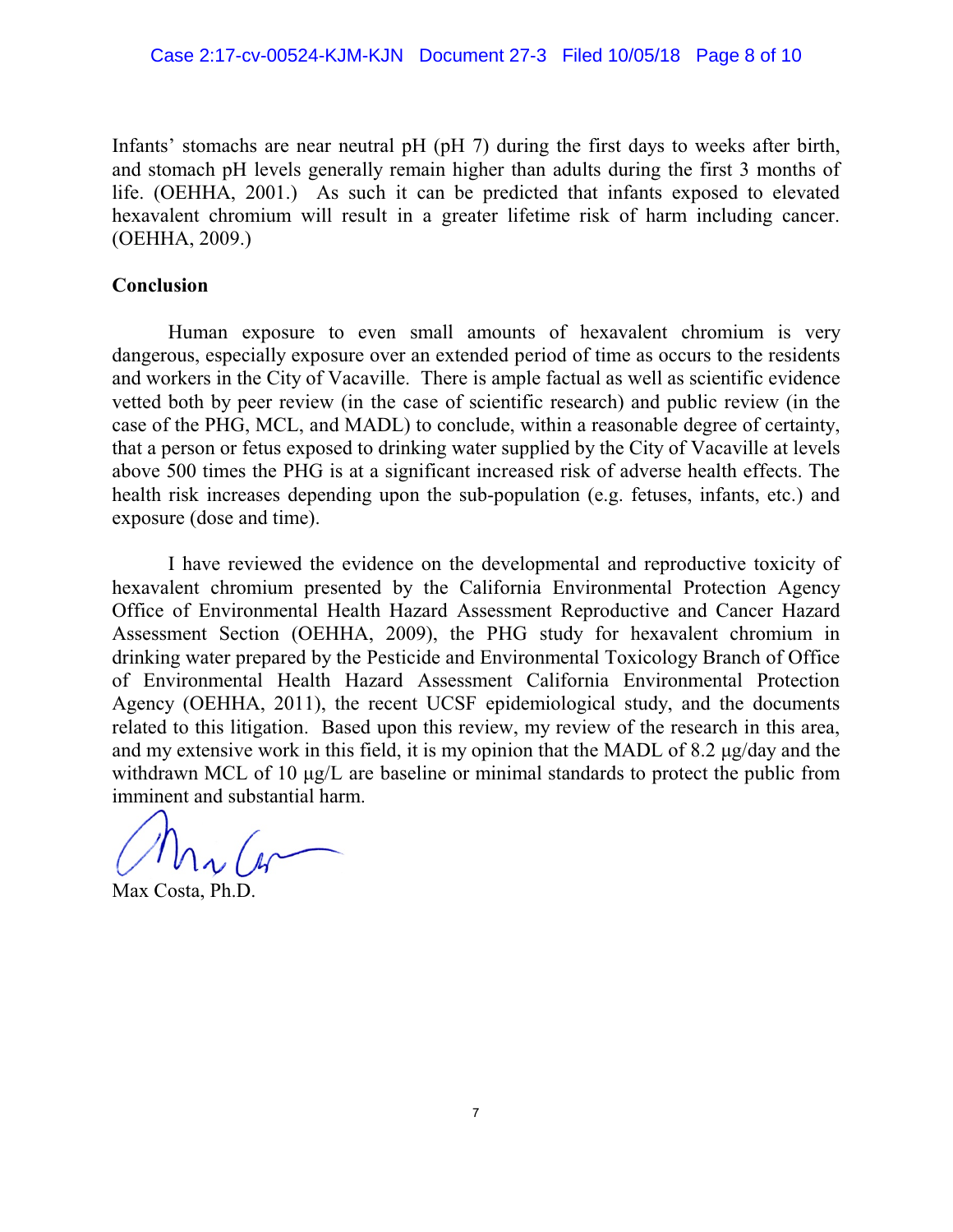Infants' stomachs are near neutral pH (pH 7) during the first days to weeks after birth, and stomach pH levels generally remain higher than adults during the first 3 months of life. (OEHHA, 2001.) As such it can be predicted that infants exposed to elevated hexavalent chromium will result in a greater lifetime risk of harm including cancer. (OEHHA, 2009.)

**Conclusion**

Human exposure to even small amounts of hexavalent chromium is very dangerous, especially exposure over an extended period of time as occurs to the residents and workers in the City of Vacaville. There is ample factual as well as scientific evidence vetted both by peer review (in the case of scientific research) and public review (in the case of the PHG, MCL, and MADL) to conclude, within a reasonable degree of certainty, that a person or fetus exposed to drinking water supplied by the City of Vacaville at levels above 500 times the PHG is at a significant increased risk of adverse health effects. The health risk increases depending upon the sub-population (e.g. fetuses, infants, etc.) and exposure (dose and time).

I have reviewed the evidence on the developmental and reproductive toxicity of hexavalent chromium presented by the California Environmental Protection Agency Office of Environmental Health Hazard Assessment Reproductive and Cancer Hazard Assessment Section (OEHHA, 2009), the PHG study for hexavalent chromium in drinking water prepared by the Pesticide and Environmental Toxicology Branch of Office of Environmental Health Hazard Assessment California Environmental Protection Agency (OEHHA, 2011), the recent UCSF epidemiological study, and the documents related to this litigation. Based upon this review, my review of the research in this area, and my extensive work in this field, it is my opinion that the MADL of 8.2 µg/day and the withdrawn MCL of 10 µg/L are baseline or minimal standards to protect the public from imminent and substantial harm.

Max Costa, Ph.D.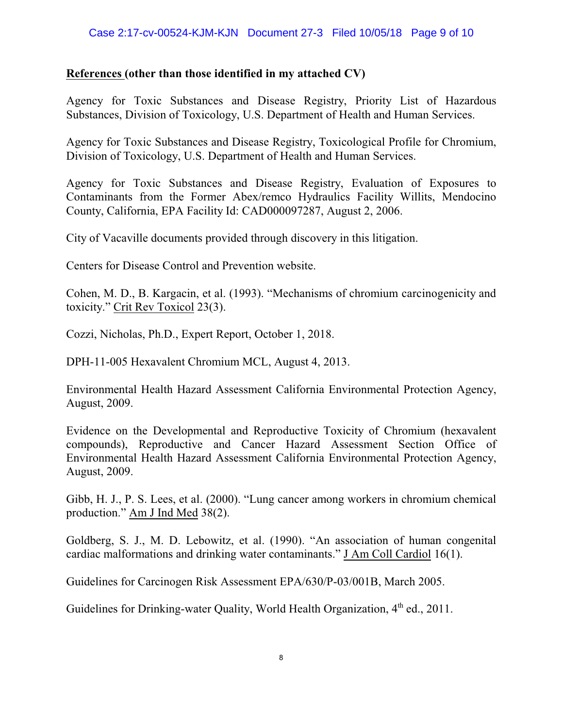**References (other than those identified in my attached CV)**

Agency for Toxic Substances and Disease Registry, Priority List of Hazardous Substances, Division of Toxicology, U.S. Department of Health and Human Services.

Agency for Toxic Substances and Disease Registry, Toxicological Profile for Chromium, Division of Toxicology, U.S. Department of Health and Human Services.

Agency for Toxic Substances and Disease Registry, Evaluation of Exposures to Contaminants from the Former Abex/remco Hydraulics Facility Willits, Mendocino County, California, EPA Facility Id: CAD000097287, August 2, 2006.

City of Vacaville documents provided through discovery in this litigation.

Centers for Disease Control and Prevention website.

Cohen, M. D., B. Kargacin, et al. (1993). "Mechanisms of chromium carcinogenicity and toxicity." Crit Rev Toxicol 23(3).

Cozzi, Nicholas, Ph.D., Expert Report, October 1, 2018.

DPH-11-005 Hexavalent Chromium MCL, August 4, 2013.

Environmental Health Hazard Assessment California Environmental Protection Agency, August, 2009.

Evidence on the Developmental and Reproductive Toxicity of Chromium (hexavalent compounds), Reproductive and Cancer Hazard Assessment Section Office of Environmental Health Hazard Assessment California Environmental Protection Agency, August, 2009.

Gibb, H. J., P. S. Lees, et al. (2000). "Lung cancer among workers in chromium chemical production." Am J Ind Med 38(2).

Goldberg, S. J., M. D. Lebowitz, et al. (1990). "An association of human congenital cardiac malformations and drinking water contaminants." J Am Coll Cardiol 16(1).

Guidelines for Carcinogen Risk Assessment EPA/630/P-03/001B, March 2005.

Guidelines for Drinking-water Quality, World Health Organization, 4th ed., 2011.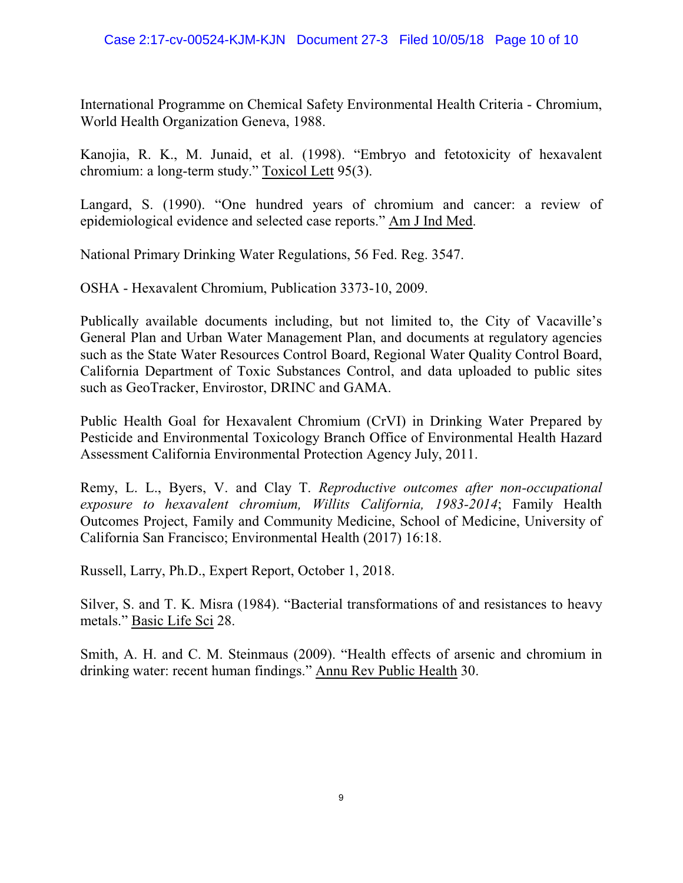International Programme on Chemical Safety Environmental Health Criteria - Chromium, World Health Organization Geneva, 1988.

Kanojia, R. K., M. Junaid, et al. (1998). "Embryo and fetotoxicity of hexavalent chromium: a long-term study." Toxicol Lett 95(3).

Langard, S. (1990). "One hundred years of chromium and cancer: a review of epidemiological evidence and selected case reports." Am J Ind Med.

National Primary Drinking Water Regulations, 56 Fed. Reg. 3547.

OSHA - Hexavalent Chromium, Publication 3373-10, 2009.

Publically available documents including, but not limited to, the City of Vacaville's General Plan and Urban Water Management Plan, and documents at regulatory agencies such as the State Water Resources Control Board, Regional Water Quality Control Board, California Department of Toxic Substances Control, and data uploaded to public sites such as GeoTracker, Envirostor, DRINC and GAMA.

Public Health Goal for Hexavalent Chromium (CrVI) in Drinking Water Prepared by Pesticide and Environmental Toxicology Branch Office of Environmental Health Hazard Assessment California Environmental Protection Agency July, 2011.

Remy, L. L., Byers, V. and Clay T. *Reproductive outcomes after non-occupational exposure to hexavalent chromium, Willits California, 1983-2014*; Family Health Outcomes Project, Family and Community Medicine, School of Medicine, University of California San Francisco; Environmental Health (2017) 16:18.

Russell, Larry, Ph.D., Expert Report, October 1, 2018.

Silver, S. and T. K. Misra (1984). "Bacterial transformations of and resistances to heavy metals." Basic Life Sci 28.

Smith, A. H. and C. M. Steinmaus (2009). "Health effects of arsenic and chromium in drinking water: recent human findings." Annu Rev Public Health 30.